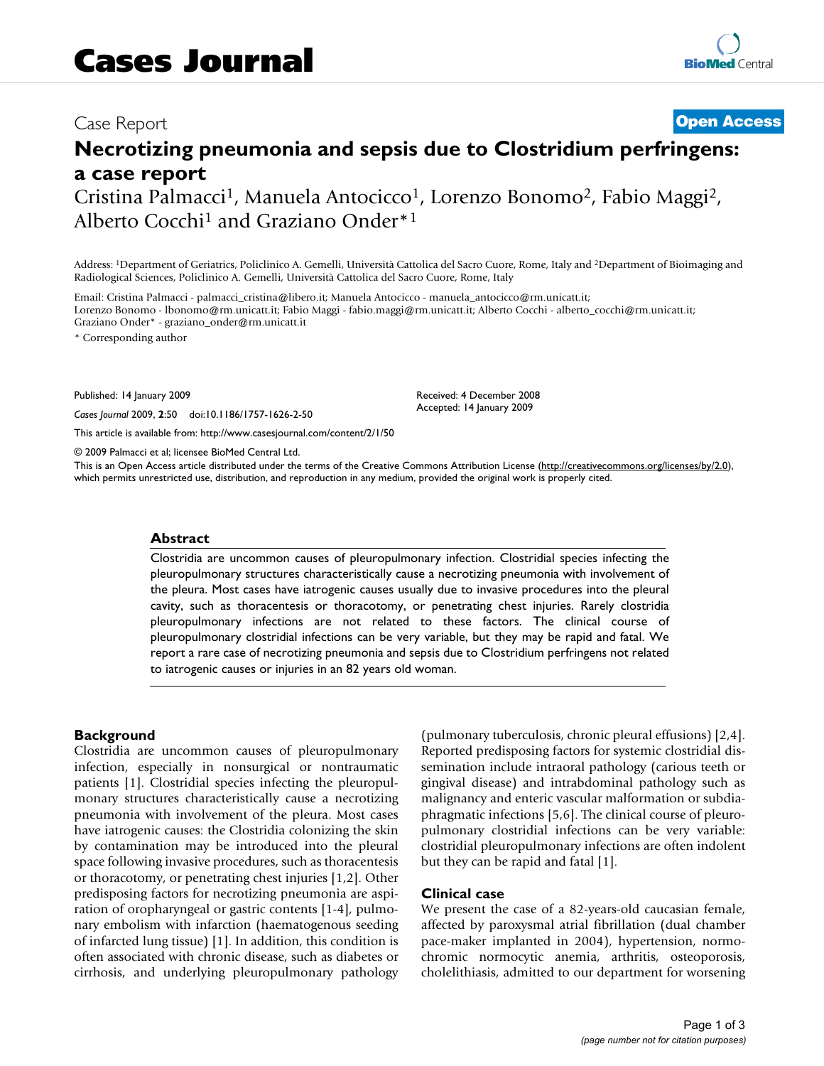# Cases Journal

Case Report

**Open Access**

# Necrotizing pneumonia and sepsis due to Clostridium perfringens: a case report

Cristina Palmacci[1], Manuela Antocicco[1], Lorenzo Bonomo[2], Fabio Maggi[2], Alberto Cocchi[1] and Graziano Onder*[1]

Address: [1]Department of Geriatrics, Policlinico A. Gemelli, Università Cattolica del Sacro Cuore, Rome, Italy and [2]Department of Bioimaging and Radiological Sciences, Policlinico A. Gemelli, Università Cattolica del Sacro Cuore, Rome, Italy

Email: Cristina Palmacci - palmacci_cristina@libero.it; Manuela Antocicco - manuela_antocicco@rm.unicatt.it; Lorenzo Bonomo - lbonomo@rm.unicatt.it; Fabio Maggi - fabio.maggi@rm.unicatt.it; Alberto Cocchi - alberto_cocchi@rm.unicatt.it; Graziano Onder* - graziano_onder@rm.unicatt.it

* Corresponding author

Published: 14 January 2009

*Cases Journal* 2009, **2**:50 doi:10.1186/1757-1626-2-50

Received: 4 December 2008
Accepted: 14 January 2009

This article is available from: http://www.casesjournal.com/content/2/1/50

© 2009 Palmacci et al; licensee BioMed Central Ltd.

This is an Open Access article distributed under the terms of the Creative Commons Attribution License (http://creativecommons.org/licenses/by/2.0), which permits unrestricted use, distribution, and reproduction in any medium, provided the original work is properly cited.

## Abstract

Clostridia are uncommon causes of pleuropulmonary infection. Clostridial species infecting the pleuropulmonary structures characteristically cause a necrotizing pneumonia with involvement of the pleura. Most cases have iatrogenic causes usually due to invasive procedures into the pleural cavity, such as thoracentesis or thoracotomy, or penetrating chest injuries. Rarely clostridia pleuropulmonary infections are not related to these factors. The clinical course of pleuropulmonary clostridial infections can be very variable, but they may be rapid and fatal. We report a rare case of necrotizing pneumonia and sepsis due to Clostridium perfringens not related to iatrogenic causes or injuries in an 82 years old woman.

## Background

Clostridia are uncommon causes of pleuropulmonary infection, especially in nonsurgical or nontraumatic patients [1]. Clostridial species infecting the pleuropulmonary structures characteristically cause a necrotizing pneumonia with involvement of the pleura. Most cases have iatrogenic causes: the Clostridia colonizing the skin by contamination may be introduced into the pleural space following invasive procedures, such as thoracentesis or thoracotomy, or penetrating chest injuries [1,2]. Other predisposing factors for necrotizing pneumonia are aspiration of oropharyngeal or gastric contents [1-4], pulmonary embolism with infarction (haematogenous seeding of infarcted lung tissue) [1]. In addition, this condition is often associated with chronic disease, such as diabetes or cirrhosis, and underlying pleuropulmonary pathology (pulmonary tuberculosis, chronic pleural effusions) [2,4]. Reported predisposing factors for systemic clostridial dissemination include intraoral pathology (carious teeth or gingival disease) and intrabdominal pathology such as malignancy and enteric vascular malformation or subdiaphragmatic infections [5,6]. The clinical course of pleuropulmonary clostridial infections can be very variable: clostridial pleuropulmonary infections are often indolent but they can be rapid and fatal [1].

## Clinical case

We present the case of a 82-years-old caucasian female, affected by paroxysmal atrial fibrillation (dual chamber pace-maker implanted in 2004), hypertension, normochromic normocytic anemia, arthritis, osteoporosis, cholelithiasis, admitted to our department for worsening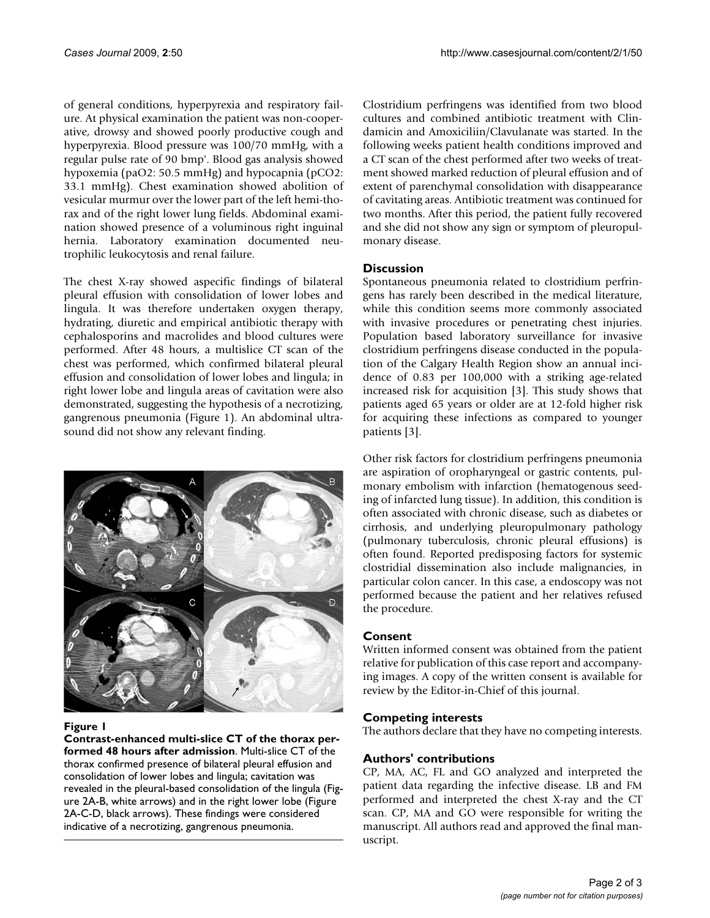of general conditions, hyperpyrexia and respiratory failure. At physical examination the patient was non-cooperative, drowsy and showed poorly productive cough and hyperpyrexia. Blood pressure was 100/70 mmHg, with a regular pulse rate of 90 bmp'. Blood gas analysis showed hypoxemia (paO2: 50.5 mmHg) and hypocapnia (pCO2: 33.1 mmHg). Chest examination showed abolition of vesicular murmur over the lower part of the left hemi-thorax and of the right lower lung fields. Abdominal examination showed presence of a voluminous right inguinal hernia. Laboratory examination documented neutrophilic leukocytosis and renal failure.

The chest X-ray showed aspecific findings of bilateral pleural effusion with consolidation of lower lobes and lingula. It was therefore undertaken oxygen therapy, hydrating, diuretic and empirical antibiotic therapy with cephalosporins and macrolides and blood cultures were performed. After 48 hours, a multislice CT scan of the chest was performed, which confirmed bilateral pleural effusion and consolidation of lower lobes and lingula; in right lower lobe and lingula areas of cavitation were also demonstrated, suggesting the hypothesis of a necrotizing, gangrenous pneumonia (Figure 1). An abdominal ultrasound did not show any relevant finding.

**Figure 1**

**Contrast-enhanced multi-slice CT of the thorax performed 48 hours after admission**. Multi-slice CT of the thorax confirmed presence of bilateral pleural effusion and consolidation of lower lobes and lingula; cavitation was revealed in the pleural-based consolidation of the lingula (Figure 2A-B, white arrows) and in the right lower lobe (Figure 2A-C-D, black arrows). These findings were considered indicative of a necrotizing, gangrenous pneumonia.

Clostridium perfringens was identified from two blood cultures and combined antibiotic treatment with Clindamicin and Amoxiciliin/Clavulanate was started. In the following weeks patient health conditions improved and a CT scan of the chest performed after two weeks of treatment showed marked reduction of pleural effusion and of extent of parenchymal consolidation with disappearance of cavitating areas. Antibiotic treatment was continued for two months. After this period, the patient fully recovered and she did not show any sign or symptom of pleuropulmonary disease.

## Discussion

Spontaneous pneumonia related to clostridium perfringens has rarely been described in the medical literature, while this condition seems more commonly associated with invasive procedures or penetrating chest injuries. Population based laboratory surveillance for invasive clostridium perfringens disease conducted in the population of the Calgary Health Region show an annual incidence of 0.83 per 100,000 with a striking age-related increased risk for acquisition [3]. This study shows that patients aged 65 years or older are at 12-fold higher risk for acquiring these infections as compared to younger patients [3].

Other risk factors for clostridium perfringens pneumonia are aspiration of oropharyngeal or gastric contents, pulmonary embolism with infarction (hematogenous seeding of infarcted lung tissue). In addition, this condition is often associated with chronic disease, such as diabetes or cirrhosis, and underlying pleuropulmonary pathology (pulmonary tuberculosis, chronic pleural effusions) is often found. Reported predisposing factors for systemic clostridial dissemination also include malignancies, in particular colon cancer. In this case, a endoscopy was not performed because the patient and her relatives refused the procedure.

## Consent

Written informed consent was obtained from the patient relative for publication of this case report and accompanying images. A copy of the written consent is available for review by the Editor-in-Chief of this journal.

## Competing interests

The authors declare that they have no competing interests.

## Authors' contributions

CP, MA, AC, FL and GO analyzed and interpreted the patient data regarding the infective disease. LB and FM performed and interpreted the chest X-ray and the CT scan. CP, MA and GO were responsible for writing the manuscript. All authors read and approved the final manuscript.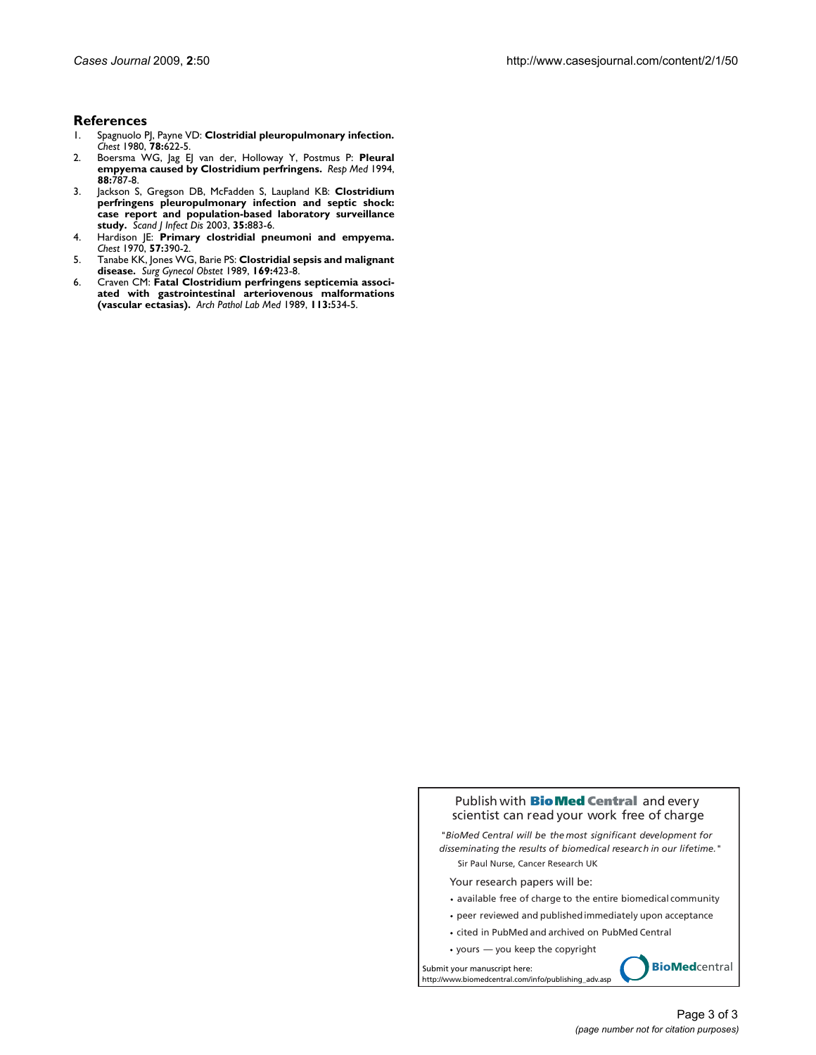## References

1. Spagnuolo PJ, Payne VD: **Clostridial pleuropulmonary infection.** *Chest* 1980, **78:**622-5.
2. Boersma WG, Jag EJ van der, Holloway Y, Postmus P: **Pleural empyema caused by Clostridium perfringens.** *Resp Med* 1994, **88:**787-8.
3. Jackson S, Gregson DB, McFadden S, Laupland KB: **Clostridium perfringens pleuropulmonary infection and septic shock: case report and population-based laboratory surveillance study.** *Scand J Infect Dis* 2003, **35:**883-6.
4. Hardison JE: **Primary clostridial pneumoni and empyema.** *Chest* 1970, **57:**390-2.
5. Tanabe KK, Jones WG, Barie PS: **Clostridial sepsis and malignant disease.** *Surg Gynecol Obstet* 1989, **169:**423-8.
6. Craven CM: **Fatal Clostridium perfringens septicemia associated with gastrointestinal arteriovenous malformations (vascular ectasias).** *Arch Pathol Lab Med* 1989, **113:**534-5.

Publish with **BioMed Central** and every scientist can read your work free of charge

*"BioMed Central will be the most significant development for disseminating the results of biomedical research in our lifetime."*
Sir Paul Nurse, Cancer Research UK

Your research papers will be:

- available free of charge to the entire biomedical community
- peer reviewed and published immediately upon acceptance
- cited in PubMed and archived on PubMed Central
- yours — you keep the copyright

Submit your manuscript here:
http://www.biomedcentral.com/info/publishing_adv.asp

**BioMed**central